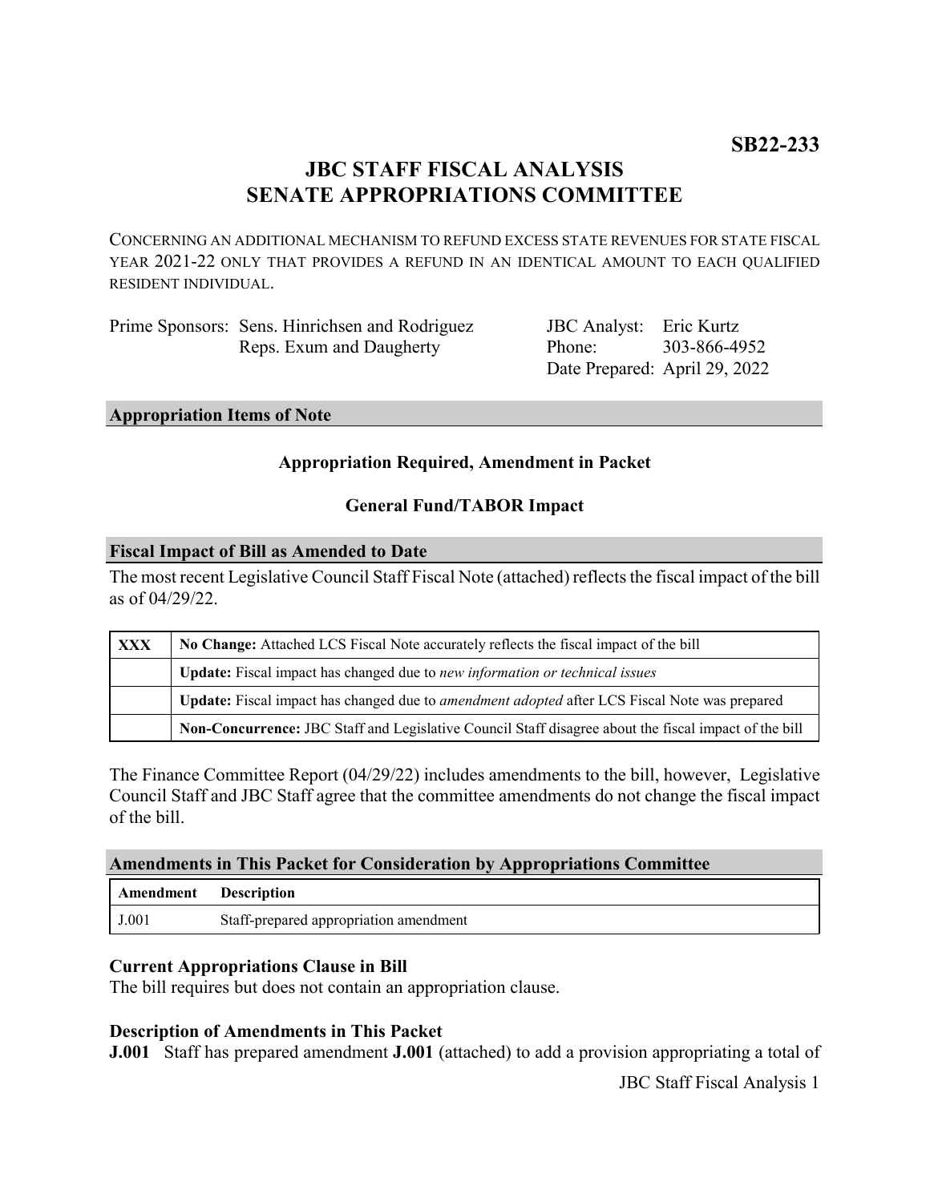**SB22-233**

# JBC STAFF FISCAL ANALYSIS
# SENATE APPROPRIATIONS COMMITTEE

CONCERNING AN ADDITIONAL MECHANISM TO REFUND EXCESS STATE REVENUES FOR STATE FISCAL YEAR 2021-22 ONLY THAT PROVIDES A REFUND IN AN IDENTICAL AMOUNT TO EACH QUALIFIED RESIDENT INDIVIDUAL.

| | | | |
|---|---|---|---|
| Prime Sponsors: | Sens. Hinrichsen and Rodriguez<br>Reps. Exum and Daugherty | JBC Analyst:<br>Phone:<br>Date Prepared: | Eric Kurtz<br>303-866-4952<br>April 29, 2022 |

## Appropriation Items of Note

**Appropriation Required, Amendment in Packet**

**General Fund/TABOR Impact**

## Fiscal Impact of Bill as Amended to Date

The most recent Legislative Council Staff Fiscal Note (attached) reflects the fiscal impact of the bill as of 04/29/22.

| | |
|---|---|
| **XXX** | **No Change:** Attached LCS Fiscal Note accurately reflects the fiscal impact of the bill |
| | **Update:** Fiscal impact has changed due to *new information or technical issues* |
| | **Update:** Fiscal impact has changed due to *amendment adopted* after LCS Fiscal Note was prepared |
| | **Non-Concurrence:** JBC Staff and Legislative Council Staff disagree about the fiscal impact of the bill |

The Finance Committee Report (04/29/22) includes amendments to the bill, however, Legislative Council Staff and JBC Staff agree that the committee amendments do not change the fiscal impact of the bill.

## Amendments in This Packet for Consideration by Appropriations Committee

| Amendment | Description |
|---|---|
| J.001 | Staff-prepared appropriation amendment |

### Current Appropriations Clause in Bill

The bill requires but does not contain an appropriation clause.

### Description of Amendments in This Packet

**J.001** Staff has prepared amendment **J.001** (attached) to add a provision appropriating a total of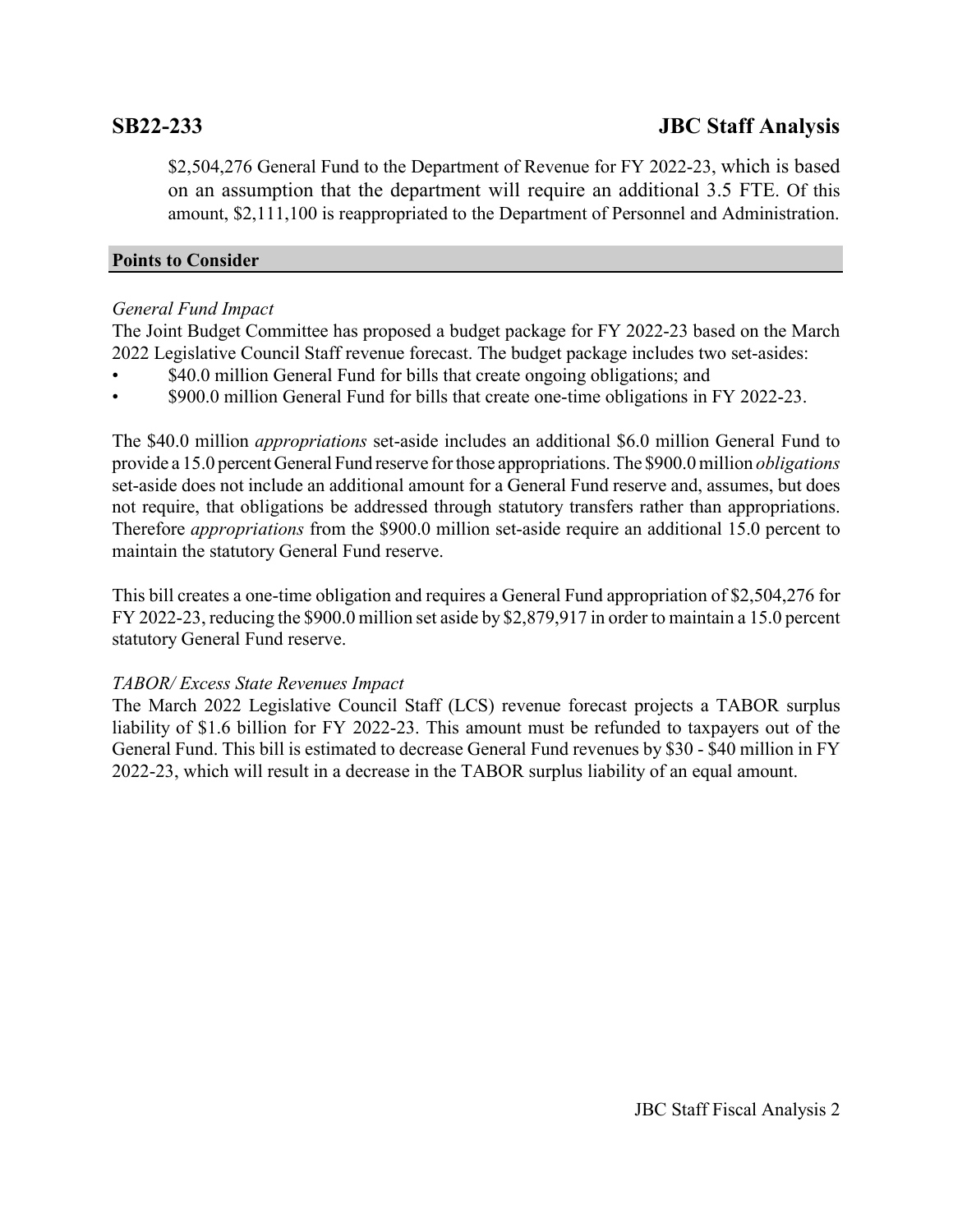$2,504,276 General Fund to the Department of Revenue for FY 2022-23, which is based on an assumption that the department will require an additional 3.5 FTE. Of this amount, $2,111,100 is reappropriated to the Department of Personnel and Administration.

## Points to Consider

*General Fund Impact*

The Joint Budget Committee has proposed a budget package for FY 2022-23 based on the March 2022 Legislative Council Staff revenue forecast. The budget package includes two set-asides:

- $40.0 million General Fund for bills that create ongoing obligations; and
- $900.0 million General Fund for bills that create one-time obligations in FY 2022-23.

The $40.0 million *appropriations* set-aside includes an additional $6.0 million General Fund to provide a 15.0 percent General Fund reserve for those appropriations. The $900.0 million *obligations* set-aside does not include an additional amount for a General Fund reserve and, assumes, but does not require, that obligations be addressed through statutory transfers rather than appropriations. Therefore *appropriations* from the $900.0 million set-aside require an additional 15.0 percent to maintain the statutory General Fund reserve.

This bill creates a one-time obligation and requires a General Fund appropriation of $2,504,276 for FY 2022-23, reducing the $900.0 million set aside by $2,879,917 in order to maintain a 15.0 percent statutory General Fund reserve.

*TABOR/ Excess State Revenues Impact*

The March 2022 Legislative Council Staff (LCS) revenue forecast projects a TABOR surplus liability of $1.6 billion for FY 2022-23. This amount must be refunded to taxpayers out of the General Fund. This bill is estimated to decrease General Fund revenues by $30 - $40 million in FY 2022-23, which will result in a decrease in the TABOR surplus liability of an equal amount.